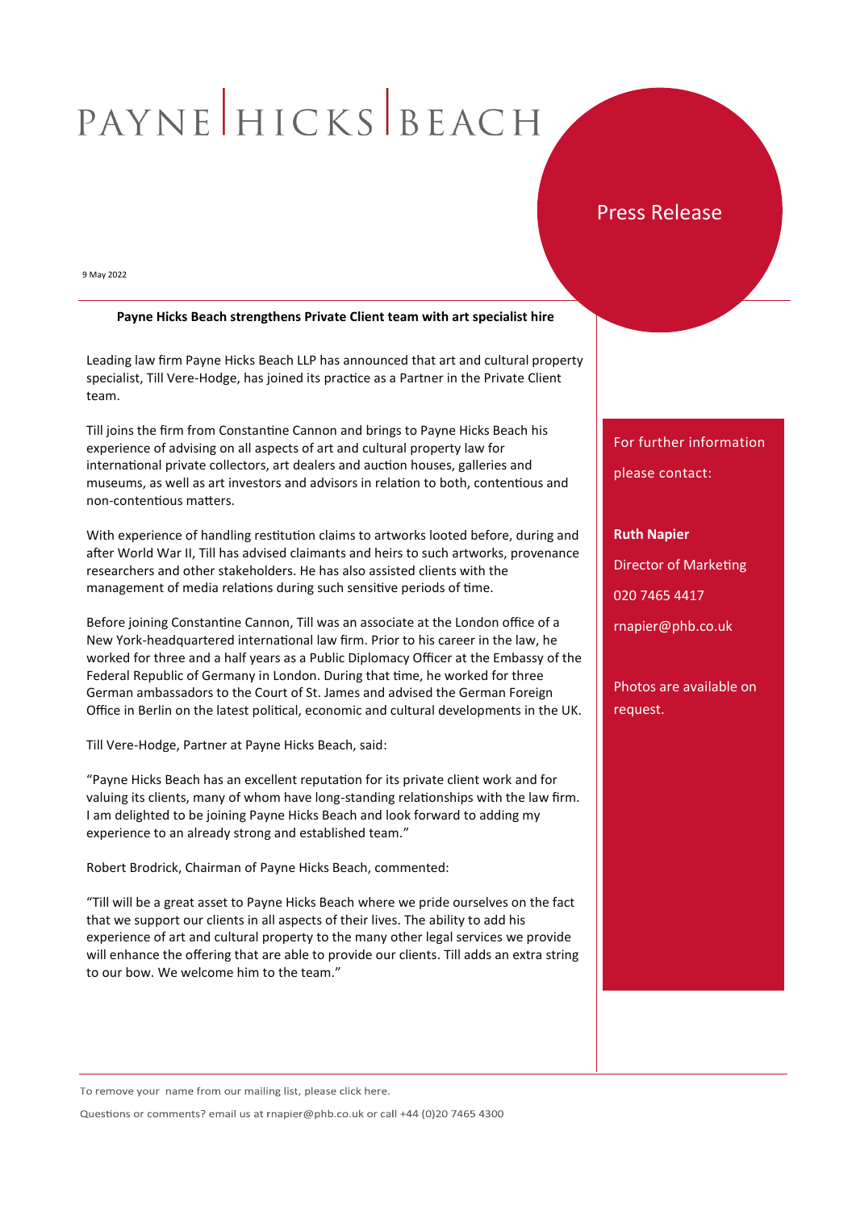PAYNE HICKS BEACH

Press Release

9 May 2022

**Payne Hicks Beach strengthens Private Client team with art specialist hire**

Leading law firm Payne Hicks Beach LLP has announced that art and cultural property specialist, Till Vere-Hodge, has joined its practice as a Partner in the Private Client team.

Till joins the firm from Constantine Cannon and brings to Payne Hicks Beach his experience of advising on all aspects of art and cultural property law for international private collectors, art dealers and auction houses, galleries and museums, as well as art investors and advisors in relation to both, contentious and non-contentious matters.

With experience of handling restitution claims to artworks looted before, during and after World War II, Till has advised claimants and heirs to such artworks, provenance researchers and other stakeholders. He has also assisted clients with the management of media relations during such sensitive periods of time.

Before joining Constantine Cannon, Till was an associate at the London office of a New York-headquartered international law firm. Prior to his career in the law, he worked for three and a half years as a Public Diplomacy Officer at the Embassy of the Federal Republic of Germany in London. During that time, he worked for three German ambassadors to the Court of St. James and advised the German Foreign Office in Berlin on the latest political, economic and cultural developments in the UK.

Till Vere-Hodge, Partner at Payne Hicks Beach, said:

"Payne Hicks Beach has an excellent reputation for its private client work and for valuing its clients, many of whom have long-standing relationships with the law firm. I am delighted to be joining Payne Hicks Beach and look forward to adding my experience to an already strong and established team."

Robert Brodrick, Chairman of Payne Hicks Beach, commented:

"Till will be a great asset to Payne Hicks Beach where we pride ourselves on the fact that we support our clients in all aspects of their lives. The ability to add his experience of art and cultural property to the many other legal services we provide will enhance the offering that are able to provide our clients. Till adds an extra string to our bow. We welcome him to the team."

For further information please contact:

**Ruth Napier**

Director of Marketing

020 7465 4417

rnapier@phb.co.uk

Photos are available on request.

To remove your name from our mailing list, please click here.

Questions or comments? email us at rnapier@phb.co.uk or call +44 (0)20 7465 4300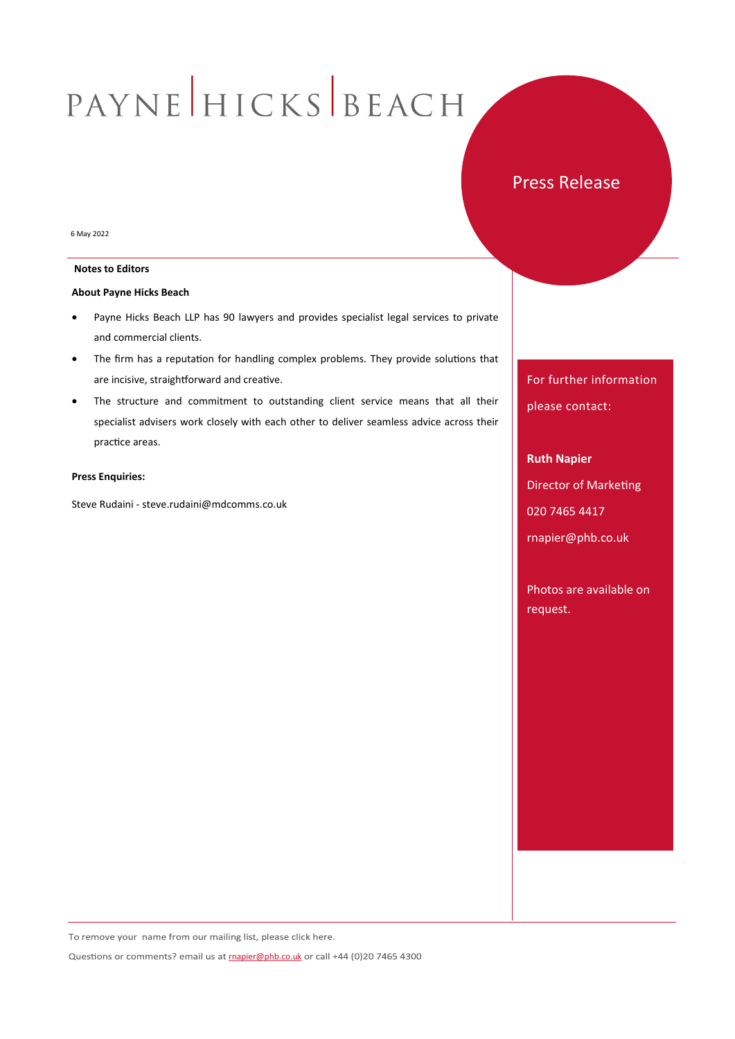Press Release

6 May 2022

**Notes to Editors**

**About Payne Hicks Beach**

- Payne Hicks Beach LLP has 90 lawyers and provides specialist legal services to private and commercial clients.
- The firm has a reputation for handling complex problems. They provide solutions that are incisive, straightforward and creative.
- The structure and commitment to outstanding client service means that all their specialist advisers work closely with each other to deliver seamless advice across their practice areas.

**Press Enquiries:**

Steve Rudaini - steve.rudaini@mdcomms.co.uk

For further information please contact:

**Ruth Napier**

Director of Marketing

020 7465 4417

rnapier@phb.co.uk

Photos are available on request.

To remove your name from our mailing list, please click here.

Questions or comments? email us at rnapier@phb.co.uk or call +44 (0)20 7465 4300